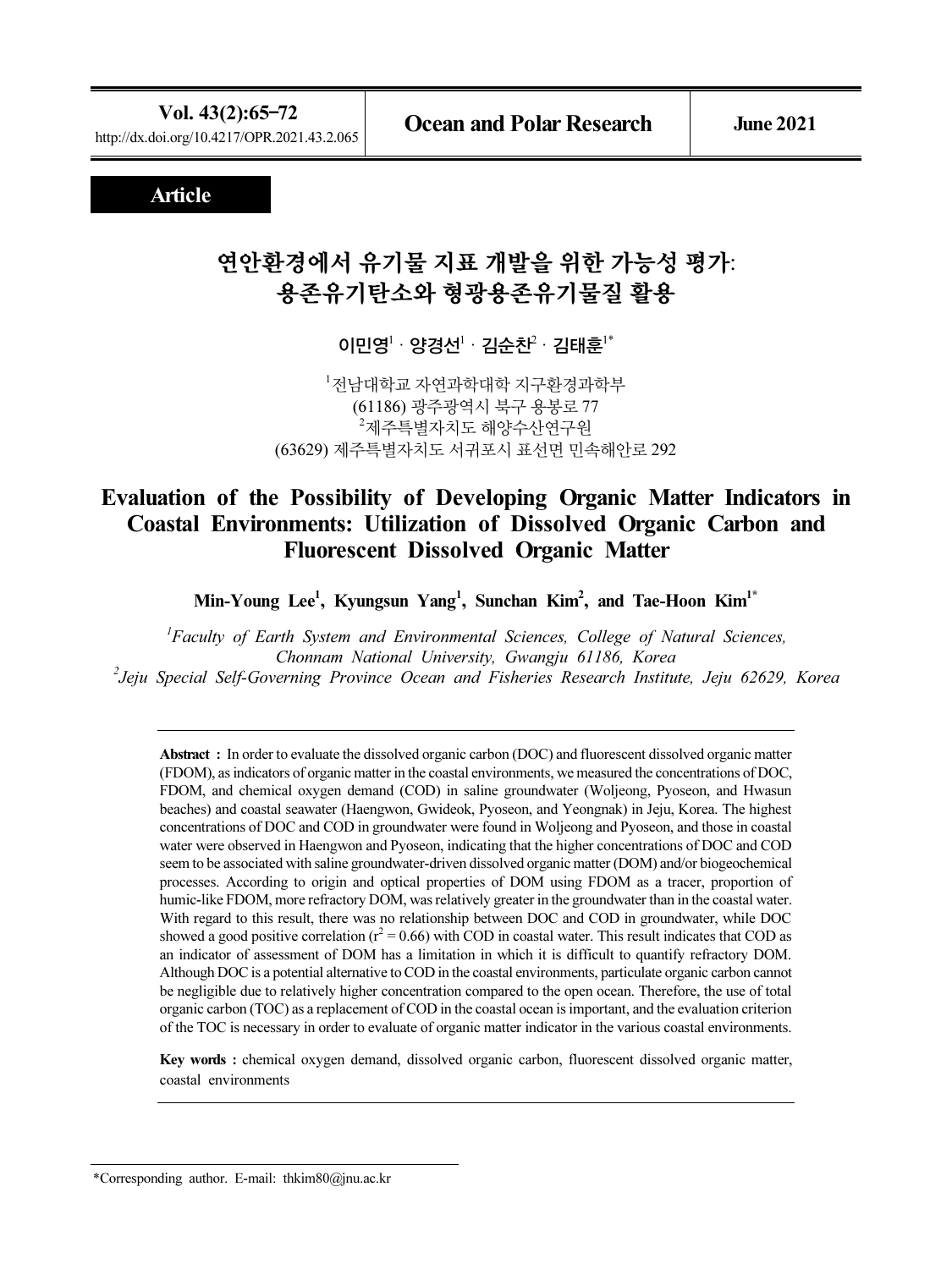**Article**

# 연안환경에서 유기물 지표 개발을 위한 가능성 평가: 용존유기탄소와 형광용존유기물질 활용

이민영[1] · 양경선[1] · 김순찬[2] · 김태훈[1*]

[1]전남대학교 자연과학대학 지구환경과학부
(61186) 광주광역시 북구 용봉로 77
[2]제주특별자치도 해양수산연구원
(63629) 제주특별자치도 서귀포시 표선면 민속해안로 292

# Evaluation of the Possibility of Developing Organic Matter Indicators in Coastal Environments: Utilization of Dissolved Organic Carbon and Fluorescent Dissolved Organic Matter

**Min-Young Lee[1], Kyungsun Yang[1], Sunchan Kim[2], and Tae-Hoon Kim[1*]**

*[1]Faculty of Earth System and Environmental Sciences, College of Natural Sciences, Chonnam National University, Gwangju 61186, Korea*
*[2]Jeju Special Self-Governing Province Ocean and Fisheries Research Institute, Jeju 62629, Korea*

**Abstract :** In order to evaluate the dissolved organic carbon (DOC) and fluorescent dissolved organic matter (FDOM), as indicators of organic matter in the coastal environments, we measured the concentrations of DOC, FDOM, and chemical oxygen demand (COD) in saline groundwater (Woljeong, Pyoseon, and Hwasun beaches) and coastal seawater (Haengwon, Gwideok, Pyoseon, and Yeongnak) in Jeju, Korea. The highest concentrations of DOC and COD in groundwater were found in Woljeong and Pyoseon, and those in coastal water were observed in Haengwon and Pyoseon, indicating that the higher concentrations of DOC and COD seem to be associated with saline groundwater-driven dissolved organic matter (DOM) and/or biogeochemical processes. According to origin and optical properties of DOM using FDOM as a tracer, proportion of humic-like FDOM, more refractory DOM, was relatively greater in the groundwater than in the coastal water. With regard to this result, there was no relationship between DOC and COD in groundwater, while DOC showed a good positive correlation ($r^2 = 0.66$) with COD in coastal water. This result indicates that COD as an indicator of assessment of DOM has a limitation in which it is difficult to quantify refractory DOM. Although DOC is a potential alternative to COD in the coastal environments, particulate organic carbon cannot be negligible due to relatively higher concentration compared to the open ocean. Therefore, the use of total organic carbon (TOC) as a replacement of COD in the coastal ocean is important, and the evaluation criterion of the TOC is necessary in order to evaluate of organic matter indicator in the various coastal environments.

**Key words :** chemical oxygen demand, dissolved organic carbon, fluorescent dissolved organic matter, coastal environments

*Corresponding author. E-mail: thkim80@jnu.ac.kr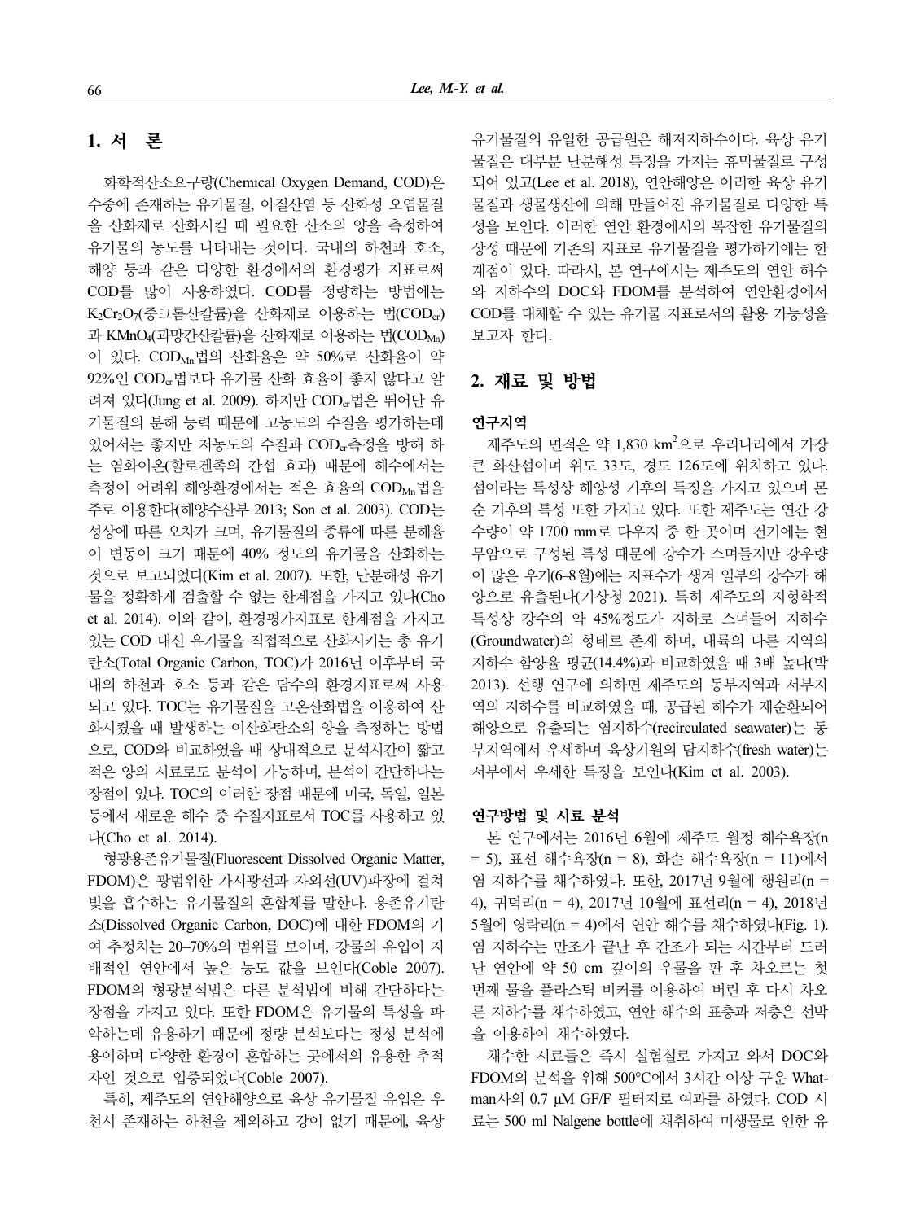## 1. 서 론

화학적산소요구량(Chemical Oxygen Demand, COD)은 수중에 존재하는 유기물질, 아질산염 등 산화성 오염물질을 산화제로 산화시킬 때 필요한 산소의 양을 측정하여 유기물의 농도를 나타내는 것이다. 국내의 하천과 호소, 해양 등과 같은 다양한 환경에서의 환경평가 지표로써 COD를 많이 사용하였다. COD를 정량하는 방법에는 $K_2Cr_2O_7$(중크롬산칼륨)을 산화제로 이용하는 법($COD_{cr}$)과 $KMnO_4$(과망간산칼륨)을 산화제로 이용하는 법($COD_{Mn}$)이 있다. $COD_{Mn}$법의 산화율은 약 50%로 산화율이 약 92%인 $COD_{cr}$법보다 유기물 산화 효율이 좋지 않다고 알려져 있다(Jung et al. 2009). 하지만 $COD_{cr}$법은 뛰어난 유기물질의 분해 능력 때문에 고농도의 수질을 평가하는데 있어서는 좋지만 저농도의 수질과 $COD_{cr}$측정을 방해 하는 염화이온(할로겐족의 간섭 효과) 때문에 해수에서는 측정이 어려워 해양환경에서는 적은 효율의 $COD_{Mn}$법을 주로 이용한다(해양수산부 2013; Son et al. 2003). COD는 성상에 따른 오차가 크며, 유기물질의 종류에 따른 분해율이 변동이 크기 때문에 40% 정도의 유기물을 산화하는 것으로 보고되었다(Kim et al. 2007). 또한, 난분해성 유기물을 정확하게 검출할 수 없는 한계점을 가지고 있다(Cho et al. 2014). 이와 같이, 환경평가지표로 한계점을 가지고 있는 COD 대신 유기물을 직접적으로 산화시키는 총 유기탄소(Total Organic Carbon, TOC)가 2016년 이후부터 국내의 하천과 호소 등과 같은 담수의 환경지표로써 사용되고 있다. TOC는 유기물질을 고온산화법을 이용하여 산화시켰을 때 발생하는 이산화탄소의 양을 측정하는 방법으로, COD와 비교하였을 때 상대적으로 분석시간이 짧고 적은 양의 시료로도 분석이 가능하며, 분석이 간단하다는 장점이 있다. TOC의 이러한 장점 때문에 미국, 독일, 일본 등에서 새로운 해수 중 수질지표로서 TOC를 사용하고 있다(Cho et al. 2014).

형광용존유기물질(Fluorescent Dissolved Organic Matter, FDOM)은 광범위한 가시광선과 자외선(UV)파장에 걸쳐 빛을 흡수하는 유기물질의 혼합체를 말한다. 용존유기탄소(Dissolved Organic Carbon, DOC)에 대한 FDOM의 기여 추정치는 20–70%의 범위를 보이며, 강물의 유입이 지배적인 연안에서 높은 농도 값을 보인다(Coble 2007). FDOM의 형광분석법은 다른 분석법에 비해 간단하다는 장점을 가지고 있다. 또한 FDOM은 유기물의 특성을 파악하는데 유용하기 때문에 정량 분석보다는 정성 분석에 용이하며 다양한 환경이 혼합하는 곳에서의 유용한 추적자인 것으로 입증되었다(Coble 2007).

특히, 제주도의 연안해양으로 육상 유기물질 유입은 우천시 존재하는 하천을 제외하고 강이 없기 때문에, 육상 유기물질의 유일한 공급원은 해저지하수이다. 육상 유기물질은 대부분 난분해성 특징을 가지는 휴믹물질로 구성되어 있고(Lee et al. 2018), 연안해양은 이러한 육상 유기물질과 생물생산에 의해 만들어진 유기물질로 다양한 특성을 보인다. 이러한 연안 환경에서의 복잡한 유기물질의 상성 때문에 기존의 지표로 유기물질을 평가하기에는 한계점이 있다. 따라서, 본 연구에서는 제주도의 연안 해수와 지하수의 DOC와 FDOM를 분석하여 연안환경에서 COD를 대체할 수 있는 유기물 지표로서의 활용 가능성을 보고자 한다.

## 2. 재료 및 방법

### 연구지역

제주도의 면적은 약 1,830 km$^2$으로 우리나라에서 가장 큰 화산섬이며 위도 33도, 경도 126도에 위치하고 있다. 섬이라는 특성상 해양성 기후의 특징을 가지고 있으며 몬순 기후의 특성 또한 가지고 있다. 또한 제주도는 연간 강수량이 약 1700 mm로 다우지 중 한 곳이며 건기에는 현무암으로 구성된 특성 때문에 강수가 스며들지만 강우량이 많은 우기(6–8월)에는 지표수가 생겨 일부의 강수가 해양으로 유출된다(기상청 2021). 특히 제주도의 지형학적 특성상 강수의 약 45%정도가 지하로 스며들어 지하수(Groundwater)의 형태로 존재 하며, 내륙의 다른 지역의 지하수 함양율 평균(14.4%)과 비교하였을 때 3배 높다(박 2013). 선행 연구에 의하면 제주도의 동부지역과 서부지역의 지하수를 비교하였을 때, 공급된 해수가 재순환되어 해양으로 유출되는 염지하수(recirculated seawater)는 동부지역에서 우세하며 육상기원의 담지하수(fresh water)는 서부에서 우세한 특징을 보인다(Kim et al. 2003).

### 연구방법 및 시료 분석

본 연구에서는 2016년 6월에 제주도 월정 해수욕장(n = 5), 표선 해수욕장(n = 8), 화순 해수욕장(n = 11)에서 염 지하수를 채수하였다. 또한, 2017년 9월에 행원리(n = 4), 귀덕리(n = 4), 2017년 10월에 표선리(n = 4), 2018년 5월에 영락리(n = 4)에서 연안 해수를 채수하였다(Fig. 1). 염 지하수는 만조가 끝난 후 간조가 되는 시간부터 드러난 연안에 약 50 cm 깊이의 우물을 판 후 차오르는 첫 번째 물을 플라스틱 비커를 이용하여 버린 후 다시 차오른 지하수를 채수하였고, 연안 해수의 표층과 저층은 선박을 이용하여 채수하였다.

채수한 시료들은 즉시 실험실로 가지고 와서 DOC와 FDOM의 분석을 위해 500°C에서 3시간 이상 구운 Whatman사의 0.7 μM GF/F 필터지로 여과를 하였다. COD 시료는 500 ml Nalgene bottle에 채취하여 미생물로 인한 유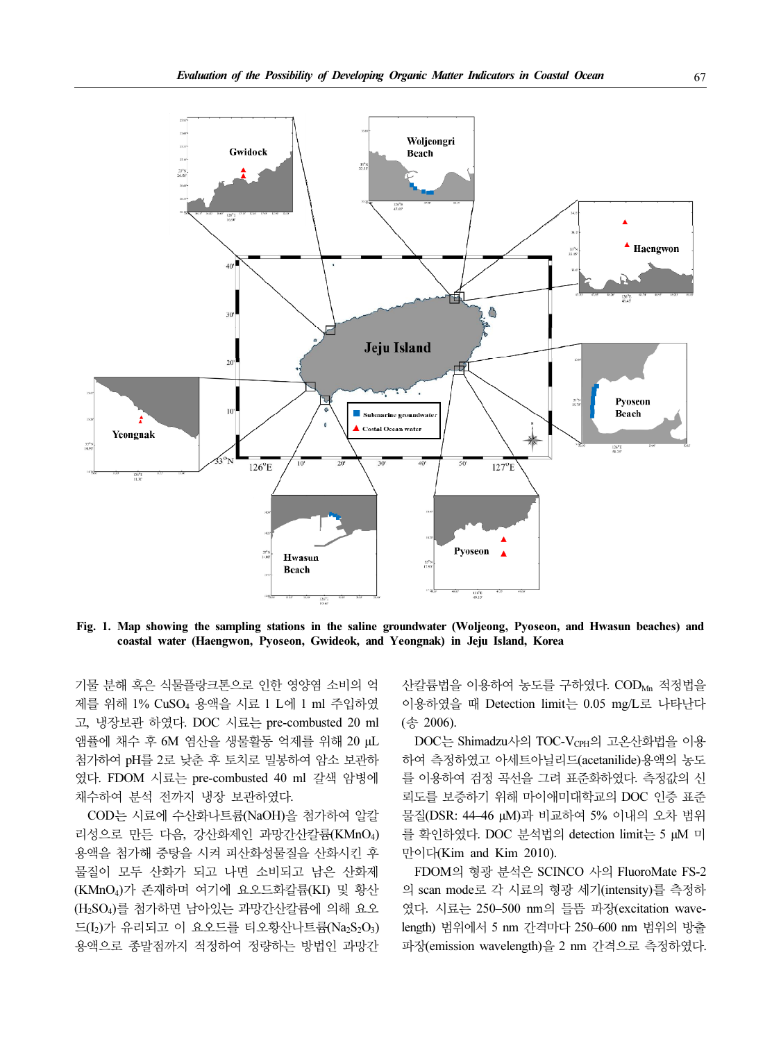**Fig. 1. Map showing the sampling stations in the saline groundwater (Woljeong, Pyoseon, and Hwasun beaches) and coastal water (Haengwon, Pyoseon, Gwideok, and Yeongnak) in Jeju Island, Korea**

기물 분해 혹은 식물플랑크톤으로 인한 영양염 소비의 억제를 위해 1% $CuSO_4$ 용액을 시료 1 L에 1 ml 주입하였고, 냉장보관 하였다. DOC 시료는 pre-combusted 20 ml 앰플에 채수 후 6M 염산을 생물활동 억제를 위해 20 μL 첨가하여 pH를 2로 낮춘 후 토치로 밀봉하여 암소 보관하였다. FDOM 시료는 pre-combusted 40 ml 갈색 암병에 채수하여 분석 전까지 냉장 보관하였다.

COD는 시료에 수산화나트륨(NaOH)을 첨가하여 알칼리성으로 만든 다음, 강산화제인 과망간산칼륨($KMnO_4$) 용액을 첨가해 중탕을 시켜 피산화성물질을 산화시킨 후 물질이 모두 산화가 되고 나면 소비되고 남은 산화제($KMnO_4$)가 존재하며 여기에 요오드화칼륨(KI) 및 황산($H_2SO_4$)를 첨가하면 남아있는 과망간산칼륨에 의해 요오드($I_2$)가 유리되고 이 요오드를 티오황산나트륨($Na_2S_2O_3$) 용액으로 종말점까지 적정하여 정량하는 방법인 과망간산칼륨법을 이용하여 농도를 구하였다. $COD_{Mn}$ 적정법을 이용하였을 때 Detection limit는 0.05 mg/L로 나타난다(송 2006).

DOC는 Shimadzu사의 TOC-$V_{CPH}$의 고온산화법을 이용하여 측정하였고 아세트아닐리드(acetanilide)용액의 농도를 이용하여 검정 곡선을 그려 표준화하였다. 측정값의 신뢰도를 보증하기 위해 마이애미대학교의 DOC 인증 표준물질(DSR: 44–46 μM)과 비교하여 5% 이내의 오차 범위를 확인하였다. DOC 분석법의 detection limit는 5 μM 미만이다(Kim and Kim 2010).

FDOM의 형광 분석은 SCINCO 사의 FluoroMate FS-2의 scan mode로 각 시료의 형광 세기(intensity)를 측정하였다. 시료는 250–500 nm의 들뜸 파장(excitation wavelength) 범위에서 5 nm 간격마다 250–600 nm 범위의 방출 파장(emission wavelength)을 2 nm 간격으로 측정하였다.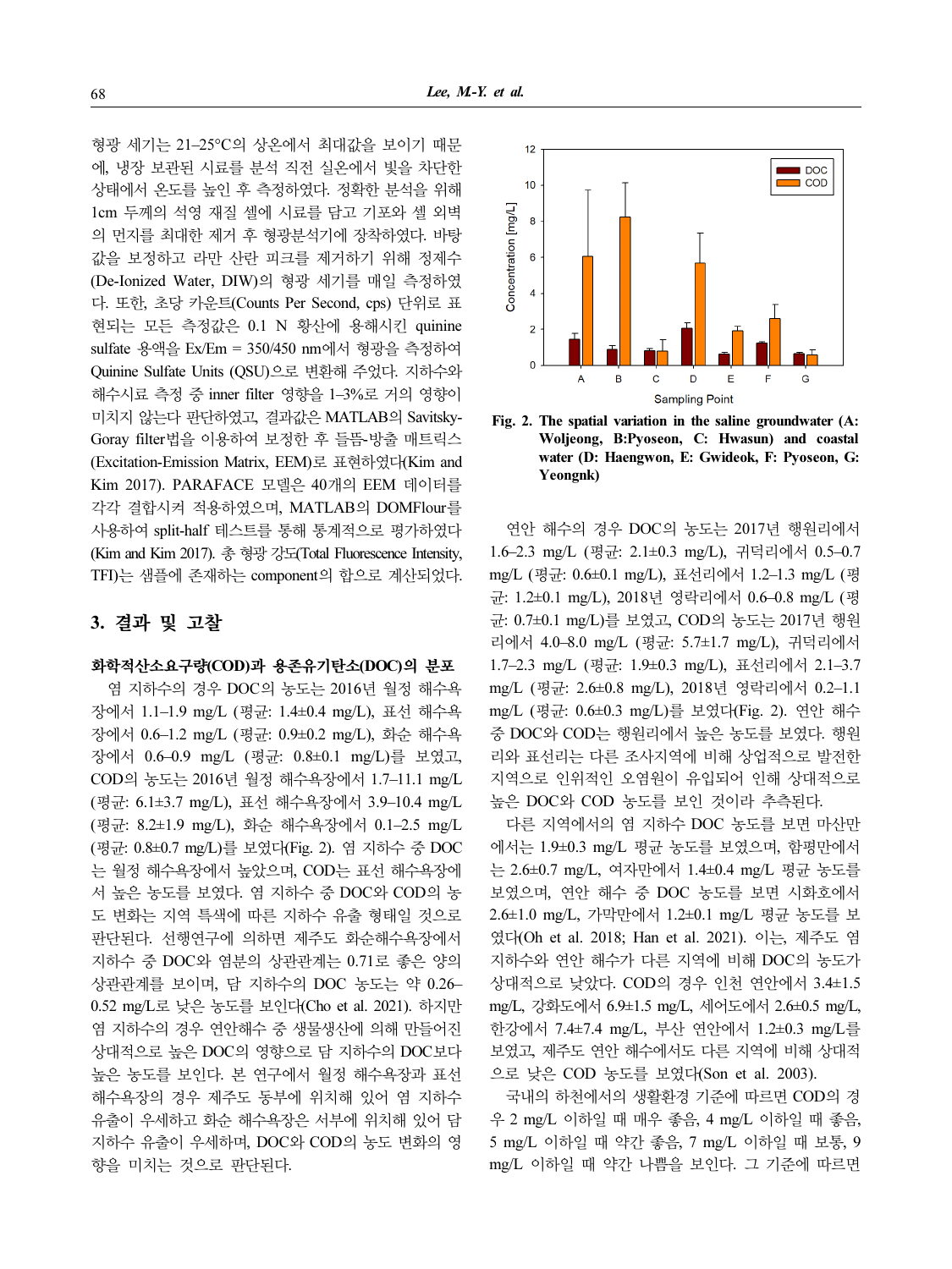형광 세기는 21–25°C의 상온에서 최대값을 보이기 때문에, 냉장 보관된 시료를 분석 직전 실온에서 빛을 차단한 상태에서 온도를 높인 후 측정하였다. 정확한 분석을 위해 1cm 두께의 석영 재질 셀에 시료를 담고 기포와 셀 외벽의 먼지를 최대한 제거 후 형광분석기에 장착하였다. 바탕값을 보정하고 라만 산란 피크를 제거하기 위해 정제수(De-Ionized Water, DIW)의 형광 세기를 매일 측정하였다. 또한, 초당 카운트(Counts Per Second, cps) 단위로 표현되는 모든 측정값은 0.1 N 황산에 용해시킨 quinine sulfate 용액을 Ex/Em = 350/450 nm에서 형광을 측정하여 Quinine Sulfate Units (QSU)으로 변환해 주었다. 지하수와 해수시료 측정 중 inner filter 영향을 1–3%로 거의 영향이 미치지 않는다 판단하였고, 결과값은 MATLAB의 Savitsky-Goray filter법을 이용하여 보정한 후 들뜸-방출 매트릭스(Excitation-Emission Matrix, EEM)로 표현하였다(Kim and Kim 2017). PARAFACE 모델은 40개의 EEM 데이터를 각각 결합시켜 적용하였으며, MATLAB의 DOMFlour를 사용하여 split-half 테스트를 통해 통계적으로 평가하였다(Kim and Kim 2017). 총 형광 강도(Total Fluorescence Intensity, TFI)는 샘플에 존재하는 component의 합으로 계산되었다.

## 3. 결과 및 고찰

### 화학적산소요구량(COD)과 용존유기탄소(DOC)의 분포

염 지하수의 경우 DOC의 농도는 2016년 월정 해수욕장에서 1.1–1.9 mg/L (평균: 1.4±0.4 mg/L), 표선 해수욕장에서 0.6–1.2 mg/L (평균: 0.9±0.2 mg/L), 화순 해수욕장에서 0.6–0.9 mg/L (평균: 0.8±0.1 mg/L)를 보였고, COD의 농도는 2016년 월정 해수욕장에서 1.7–11.1 mg/L (평균: 6.1±3.7 mg/L), 표선 해수욕장에서 3.9–10.4 mg/L (평균: 8.2±1.9 mg/L), 화순 해수욕장에서 0.1–2.5 mg/L (평균: 0.8±0.7 mg/L)를 보였다(Fig. 2). 염 지하수 중 DOC는 월정 해수욕장에서 높았으며, COD는 표선 해수욕장에서 높은 농도를 보였다. 염 지하수 중 DOC와 COD의 농도 변화는 지역 특색에 따른 지하수 유출 형태일 것으로 판단된다. 선행연구에 의하면 제주도 화순해수욕장에서 지하수 중 DOC와 염분의 상관관계는 0.71로 좋은 양의 상관관계를 보이며, 담 지하수의 DOC 농도는 약 0.26–0.52 mg/L로 낮은 농도를 보인다(Cho et al. 2021). 하지만 염 지하수의 경우 연안해수 중 생물생산에 의해 만들어진 상대적으로 높은 DOC의 영향으로 담 지하수의 DOC보다 높은 농도를 보인다. 본 연구에서 월정 해수욕장과 표선 해수욕장의 경우 제주도 동부에 위치해 있어 염 지하수 유출이 우세하고 화순 해수욕장은 서부에 위치해 있어 담 지하수 유출이 우세하며, DOC와 COD의 농도 변화의 영향을 미치는 것으로 판단된다.

**Fig. 2. The spatial variation in the saline groundwater (A: Woljeong, B:Pyoseon, C: Hwasun) and coastal water (D: Haengwon, E: Gwideok, F: Pyoseon, G: Yeongnk)**

연안 해수의 경우 DOC의 농도는 2017년 행원리에서 1.6–2.3 mg/L (평균: 2.1±0.3 mg/L), 귀덕리에서 0.5–0.7 mg/L (평균: 0.6±0.1 mg/L), 표선리에서 1.2–1.3 mg/L (평균: 1.2±0.1 mg/L), 2018년 영락리에서 0.6–0.8 mg/L (평균: 0.7±0.1 mg/L)를 보였고, COD의 농도는 2017년 행원리에서 4.0–8.0 mg/L (평균: 5.7±1.7 mg/L), 귀덕리에서 1.7–2.3 mg/L (평균: 1.9±0.3 mg/L), 표선리에서 2.1–3.7 mg/L (평균: 2.6±0.8 mg/L), 2018년 영락리에서 0.2–1.1 mg/L (평균: 0.6±0.3 mg/L)를 보였다(Fig. 2). 연안 해수 중 DOC와 COD는 행원리에서 높은 농도를 보였다. 행원리와 표선리는 다른 조사지역에 비해 상업적으로 발전한 지역으로 인위적인 오염원이 유입되어 인해 상대적으로 높은 DOC와 COD 농도를 보인 것이라 추측된다.

다른 지역에서의 염 지하수 DOC 농도를 보면 마산만에서는 1.9±0.3 mg/L 평균 농도를 보였으며, 함평만에서는 2.6±0.7 mg/L, 여자만에서 1.4±0.4 mg/L 평균 농도를 보였으며, 연안 해수 중 DOC 농도를 보면 시화호에서 2.6±1.0 mg/L, 가막만에서 1.2±0.1 mg/L 평균 농도를 보였다(Oh et al. 2018; Han et al. 2021). 이는, 제주도 염 지하수와 연안 해수가 다른 지역에 비해 DOC의 농도가 상대적으로 낮았다. COD의 경우 인천 연안에서 3.4±1.5 mg/L, 강화도에서 6.9±1.5 mg/L, 세어도에서 2.6±0.5 mg/L, 한강에서 7.4±7.4 mg/L, 부산 연안에서 1.2±0.3 mg/L를 보였고, 제주도 연안 해수에서도 다른 지역에 비해 상대적으로 낮은 COD 농도를 보였다(Son et al. 2003).

국내의 하천에서의 생활환경 기준에 따르면 COD의 경우 2 mg/L 이하일 때 매우 좋음, 4 mg/L 이하일 때 좋음, 5 mg/L 이하일 때 약간 좋음, 7 mg/L 이하일 때 보통, 9 mg/L 이하일 때 약간 나쁨을 보인다. 그 기준에 따르면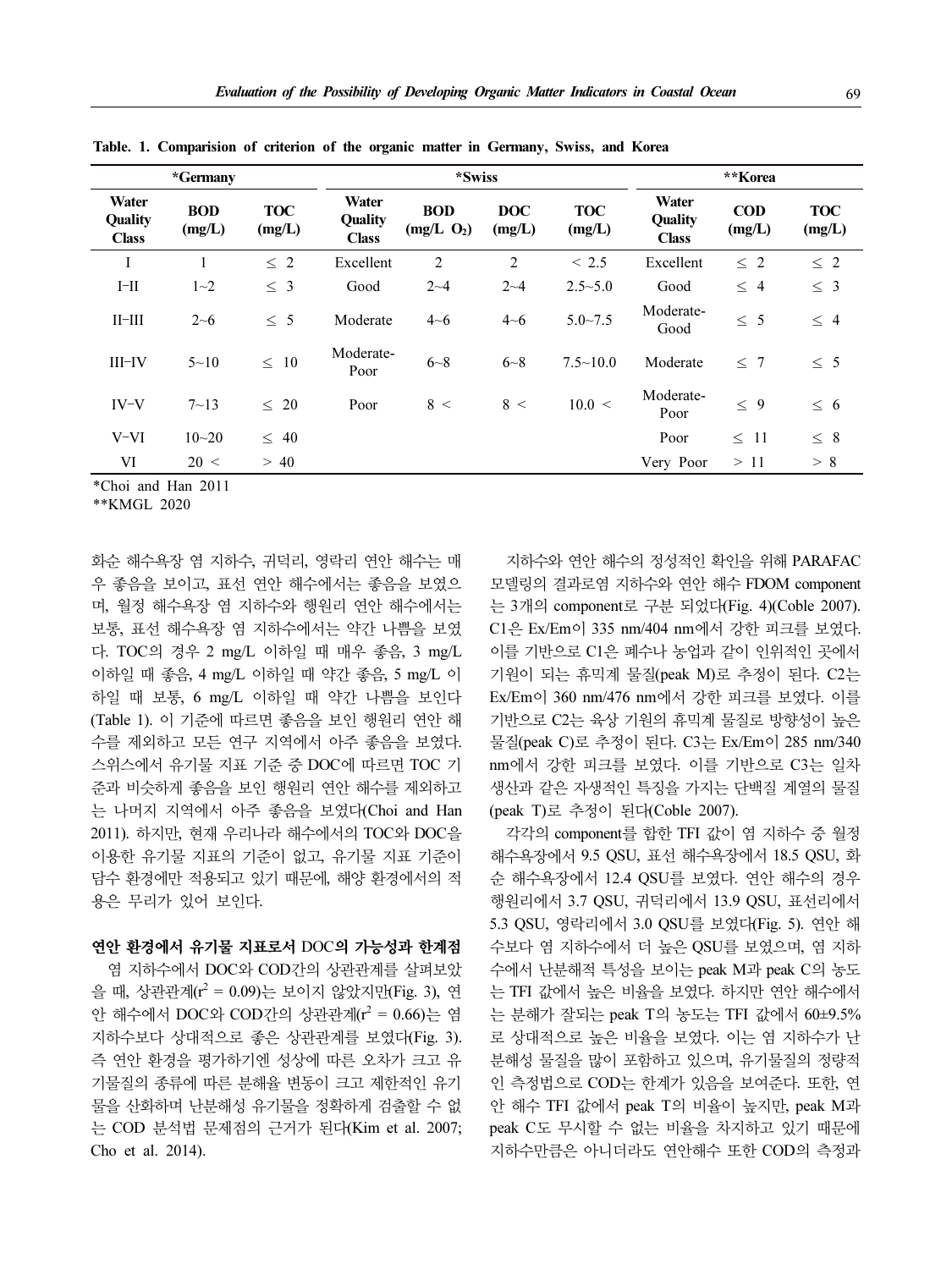**Table. 1. Comparision of criterion of the organic matter in Germany, Swiss, and Korea**

| *Germany | | | *Swiss | | | | **Korea | | |
|---|---|---|---|---|---|---|---|---|---|
| Water Quality Class | BOD (mg/L) | TOC (mg/L) | Water Quality Class | BOD (mg/L $O_2$) | DOC (mg/L) | TOC (mg/L) | Water Quality Class | COD (mg/L) | TOC (mg/L) |
| I | 1 | ≤ 2 | Excellent | 2 | 2 | < 2.5 | Excellent | ≤ 2 | ≤ 2 |
| I–II | 1~2 | ≤ 3 | Good | 2~4 | 2~4 | 2.5~5.0 | Good | ≤ 4 | ≤ 3 |
| II–III | 2~6 | ≤ 5 | Moderate | 4~6 | 4~6 | 5.0~7.5 | Moderate-Good | ≤ 5 | ≤ 4 |
| III–IV | 5~10 | ≤ 10 | Moderate-Poor | 6~8 | 6~8 | 7.5~10.0 | Moderate | ≤ 7 | ≤ 5 |
| IV–V | 7~13 | ≤ 20 | Poor | 8 < | 8 < | 10.0 < | Moderate-Poor | ≤ 9 | ≤ 6 |
| V–VI | 10~20 | ≤ 40 | | | | | Poor | ≤ 11 | ≤ 8 |
| VI | 20 < | > 40 | | | | | Very Poor | > 11 | > 8 |

*Choi and Han 2011
**KMGL 2020

화순 해수욕장 염 지하수, 귀덕리, 영락리 연안 해수는 매우 좋음을 보이고, 표선 연안 해수에서는 좋음을 보였으며, 월정 해수욕장 염 지하수와 행원리 연안 해수에서는 보통, 표선 해수욕장 염 지하수에서는 약간 나쁨을 보였다. TOC의 경우 2 mg/L 이하일 때 매우 좋음, 3 mg/L 이하일 때 좋음, 4 mg/L 이하일 때 약간 좋음, 5 mg/L 이하일 때 보통, 6 mg/L 이하일 때 약간 나쁨을 보인다(Table 1). 이 기준에 따르면 좋음을 보인 행원리 연안 해수를 제외하고 모든 연구 지역에서 아주 좋음을 보였다. 스위스에서 유기물 지표 기준 중 DOC에 따르면 TOC 기준과 비슷하게 좋음을 보인 행원리 연안 해수를 제외하고는 나머지 지역에서 아주 좋음을 보였다(Choi and Han 2011). 하지만, 현재 우리나라 해수에서의 TOC와 DOC을 이용한 유기물 지표의 기준이 없고, 유기물 지표 기준이 담수 환경에만 적용되고 있기 때문에, 해양 환경에서의 적용은 무리가 있어 보인다.

**연안 환경에서 유기물 지표로서 DOC의 가능성과 한계점**

염 지하수에서 DOC와 COD간의 상관관계를 살펴보았을 때, 상관관계($r^2$ = 0.09)는 보이지 않았지만(Fig. 3), 연안 해수에서 DOC와 COD간의 상관관계($r^2$ = 0.66)는 염 지하수보다 상대적으로 좋은 상관관계를 보였다(Fig. 3). 즉 연안 환경을 평가하기엔 성상에 따른 오차가 크고 유기물질의 종류에 따른 분해율 변동이 크고 제한적인 유기물을 산화하며 난분해성 유기물을 정확하게 검출할 수 없는 COD 분석법 문제점의 근거가 된다(Kim et al. 2007; Cho et al. 2014).

지하수와 연안 해수의 정성적인 확인을 위해 PARAFAC 모델링의 결과로염 지하수와 연안 해수 FDOM component는 3개의 component로 구분 되었다(Fig. 4)(Coble 2007). C1은 Ex/Em이 335 nm/404 nm에서 강한 피크를 보였다. 이를 기반으로 C1은 폐수나 농업과 같이 인위적인 곳에서 기원이 되는 휴믹계 물질(peak M)로 추정이 된다. C2는 Ex/Em이 360 nm/476 nm에서 강한 피크를 보였다. 이를 기반으로 C2는 육상 기원의 휴믹계 물질로 방향성이 높은 물질(peak C)로 추정이 된다. C3는 Ex/Em이 285 nm/340 nm에서 강한 피크를 보였다. 이를 기반으로 C3는 일차 생산과 같은 자생적인 특징을 가지는 단백질 계열의 물질(peak T)로 추정이 된다(Coble 2007).

각각의 component를 합한 TFI 값이 염 지하수 중 월정 해수욕장에서 9.5 QSU, 표선 해수욕장에서 18.5 QSU, 화순 해수욕장에서 12.4 QSU를 보였다. 연안 해수의 경우 행원리에서 3.7 QSU, 귀덕리에서 13.9 QSU, 표선리에서 5.3 QSU, 영락리에서 3.0 QSU를 보였다(Fig. 5). 연안 해수보다 염 지하수에서 더 높은 QSU를 보였으며, 염 지하수에서 난분해적 특성을 보이는 peak M과 peak C의 농도는 TFI 값에서 높은 비율을 보였다. 하지만 연안 해수에서는 분해가 잘되는 peak T의 농도는 TFI 값에서 60±9.5%로 상대적으로 높은 비율을 보였다. 이는 염 지하수가 난분해성 물질을 많이 포함하고 있으며, 유기물질의 정량적인 측정법으로 COD는 한계가 있음을 보여준다. 또한, 연안 해수 TFI 값에서 peak T의 비율이 높지만, peak M과 peak C도 무시할 수 없는 비율을 차지하고 있기 때문에 지하수만큼은 아니더라도 연안해수 또한 COD의 측정과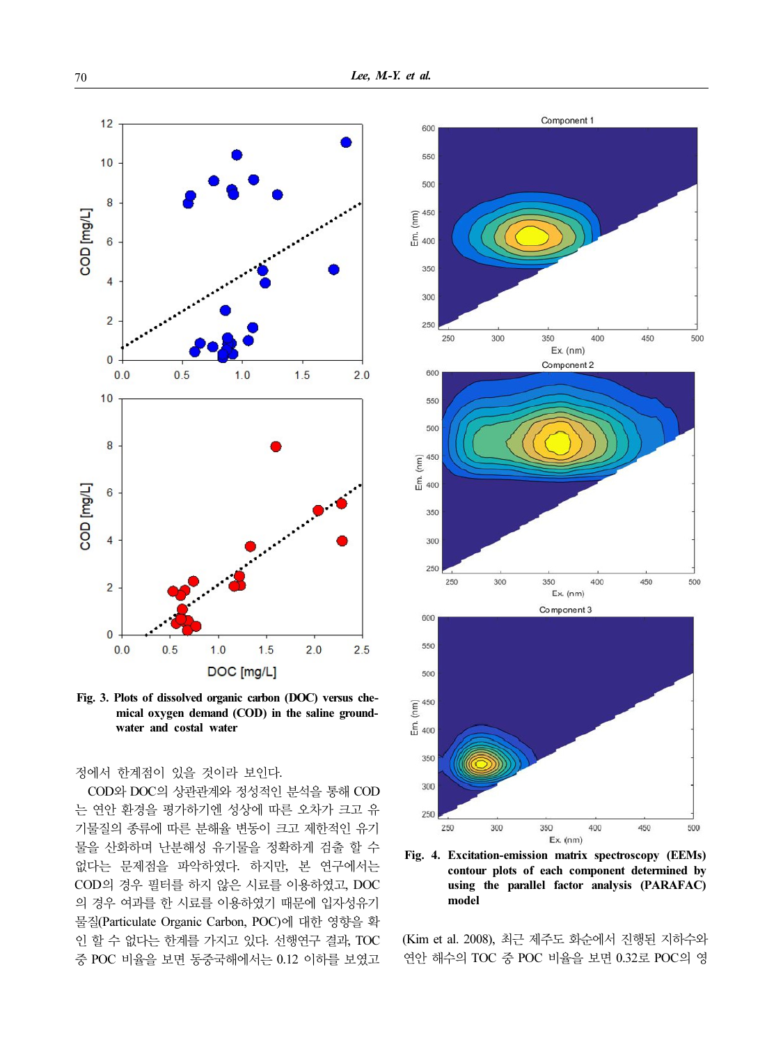Fig. 3. Plots of dissolved organic carbon (DOC) versus chemical oxygen demand (COD) in the saline groundwater and costal water

정에서 한계점이 있을 것이라 보인다.

COD와 DOC의 상관관계와 정성적인 분석을 통해 COD는 연안 환경을 평가하기엔 성상에 따른 오차가 크고 유기물질의 종류에 따른 분해율 변동이 크고 제한적인 유기물을 산화하며 난분해성 유기물을 정확하게 검출 할 수 없다는 문제점을 파악하였다. 하지만, 본 연구에서는 COD의 경우 필터를 하지 않은 시료를 이용하였고, DOC의 경우 여과를 한 시료를 이용하였기 때문에 입자성유기물질(Particulate Organic Carbon, POC)에 대한 영향을 확인 할 수 없다는 한계를 가지고 있다. 선행연구 결과, TOC 중 POC 비율을 보면 동중국해에서는 0.12 이하를 보였고

Fig. 4. Excitation-emission matrix spectroscopy (EEMs) contour plots of each component determined by using the parallel factor analysis (PARAFAC) model

(Kim et al. 2008), 최근 제주도 화순에서 진행된 지하수와 연안 해수의 TOC 중 POC 비율을 보면 0.32로 POC의 영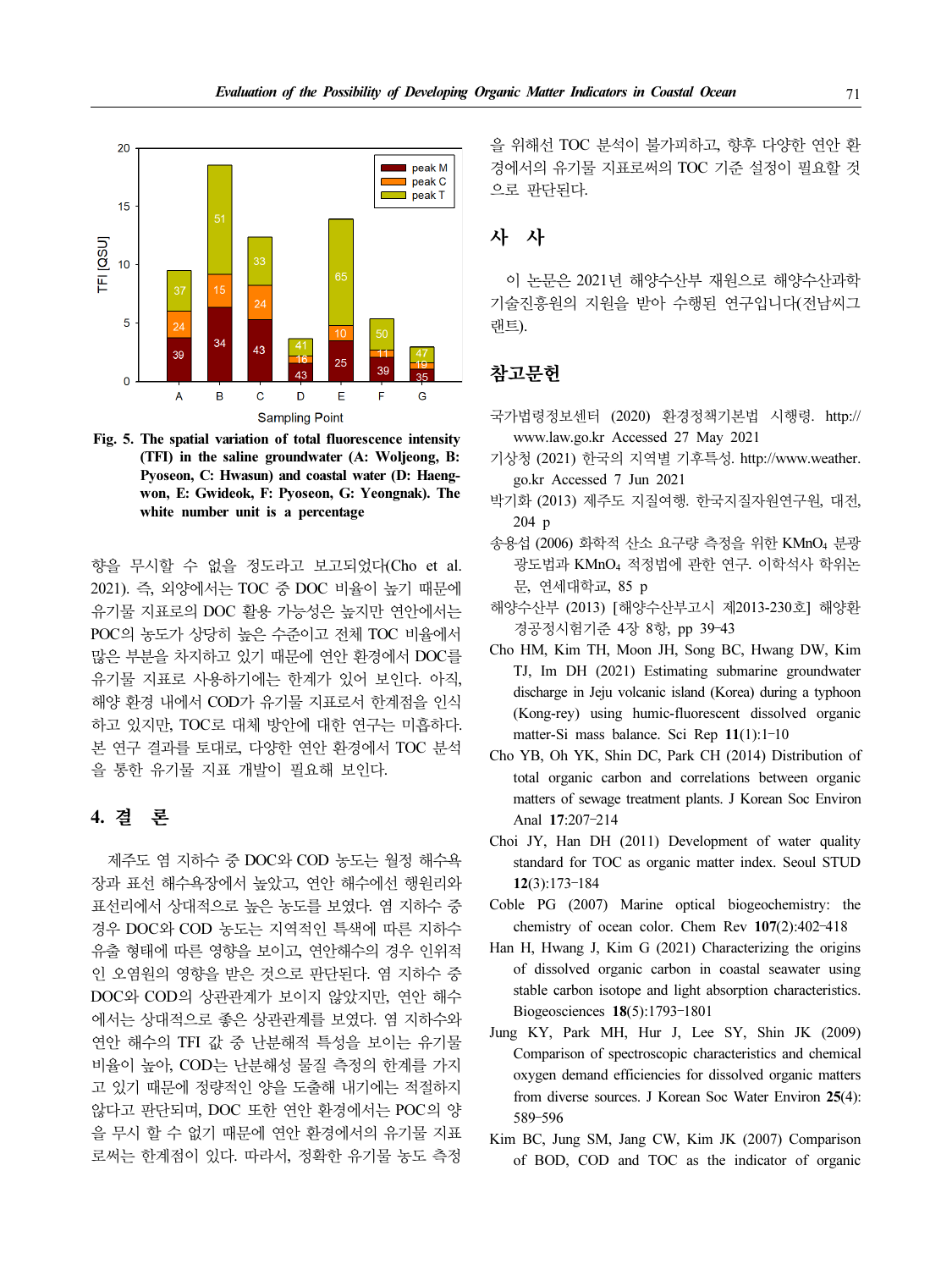Fig. 5. The spatial variation of total fluorescence intensity (TFI) in the saline groundwater (A: Woljeong, B: Pyoseon, C: Hwasun) and coastal water (D: Haengwon, E: Gwideok, F: Pyoseon, G: Yeongnak). The white number unit is a percentage

향을 무시할 수 없을 정도라고 보고되었다(Cho et al. 2021). 즉, 외양에서는 TOC 중 DOC 비율이 높기 때문에 유기물 지표로의 DOC 활용 가능성은 높지만 연안에서는 POC의 농도가 상당히 높은 수준이고 전체 TOC 비율에서 많은 부분을 차지하고 있기 때문에 연안 환경에서 DOC를 유기물 지표로 사용하기에는 한계가 있어 보인다. 아직, 해양 환경 내에서 COD가 유기물 지표로서 한계점을 인식하고 있지만, TOC로 대체 방안에 대한 연구는 미흡하다. 본 연구 결과를 토대로, 다양한 연안 환경에서 TOC 분석을 통한 유기물 지표 개발이 필요해 보인다.

## 4. 결 론

제주도 염 지하수 중 DOC와 COD 농도는 월정 해수욕장과 표선 해수욕장에서 높았고, 연안 해수에선 행원리와 표선리에서 상대적으로 높은 농도를 보였다. 염 지하수 중 경우 DOC와 COD 농도는 지역적인 특색에 따른 지하수 유출 형태에 따른 영향을 보이고, 연안해수의 경우 인위적인 오염원의 영향을 받은 것으로 판단된다. 염 지하수 중 DOC와 COD의 상관관계가 보이지 않았지만, 연안 해수에서는 상대적으로 좋은 상관관계를 보였다. 염 지하수와 연안 해수의 TFI 값 중 난분해적 특성을 보이는 유기물 비율이 높아, COD는 난분해성 물질 측정의 한계를 가지고 있기 때문에 정량적인 양을 도출해 내기에는 적절하지 않다고 판단되며, DOC 또한 연안 환경에서는 POC의 양을 무시 할 수 없기 때문에 연안 환경에서의 유기물 지표로써는 한계점이 있다. 따라서, 정확한 유기물 농도 측정을 위해선 TOC 분석이 불가피하고, 향후 다양한 연안 환경에서의 유기물 지표로써의 TOC 기준 설정이 필요할 것으로 판단된다.

## 사 사

이 논문은 2021년 해양수산부 재원으로 해양수산과학기술진흥원의 지원을 받아 수행된 연구입니다(전남씨그랜트).

## 참고문헌

국가법령정보센터 (2020) 환경정책기본법 시행령. http://www.law.go.kr Accessed 27 May 2021

기상청 (2021) 한국의 지역별 기후특성. http://www.weather.go.kr Accessed 7 Jun 2021

박기화 (2013) 제주도 지질여행. 한국지질자원연구원, 대전, 204 p

송용섭 (2006) 화학적 산소 요구량 측정을 위한 $KMnO_4$ 분광광도법과 $KMnO_4$ 적정법에 관한 연구. 이학석사 학위논문, 연세대학교, 85 p

해양수산부 (2013) [해양수산부고시 제2013-230호] 해양환경공정시험기준 4장 8항, pp 39–43

Cho HM, Kim TH, Moon JH, Song BC, Hwang DW, Kim TJ, Im DH (2021) Estimating submarine groundwater discharge in Jeju volcanic island (Korea) during a typhoon (Kong-rey) using humic-fluorescent dissolved organic matter-Si mass balance. Sci Rep **11**(1):1–10

Cho YB, Oh YK, Shin DC, Park CH (2014) Distribution of total organic carbon and correlations between organic matters of sewage treatment plants. J Korean Soc Environ Anal **17**:207–214

Choi JY, Han DH (2011) Development of water quality standard for TOC as organic matter index. Seoul STUD **12**(3):173–184

Coble PG (2007) Marine optical biogeochemistry: the chemistry of ocean color. Chem Rev **107**(2):402–418

Han H, Hwang J, Kim G (2021) Characterizing the origins of dissolved organic carbon in coastal seawater using stable carbon isotope and light absorption characteristics. Biogeosciences **18**(5):1793–1801

Jung KY, Park MH, Hur J, Lee SY, Shin JK (2009) Comparison of spectroscopic characteristics and chemical oxygen demand efficiencies for dissolved organic matters from diverse sources. J Korean Soc Water Environ **25**(4): 589–596

Kim BC, Jung SM, Jang CW, Kim JK (2007) Comparison of BOD, COD and TOC as the indicator of organic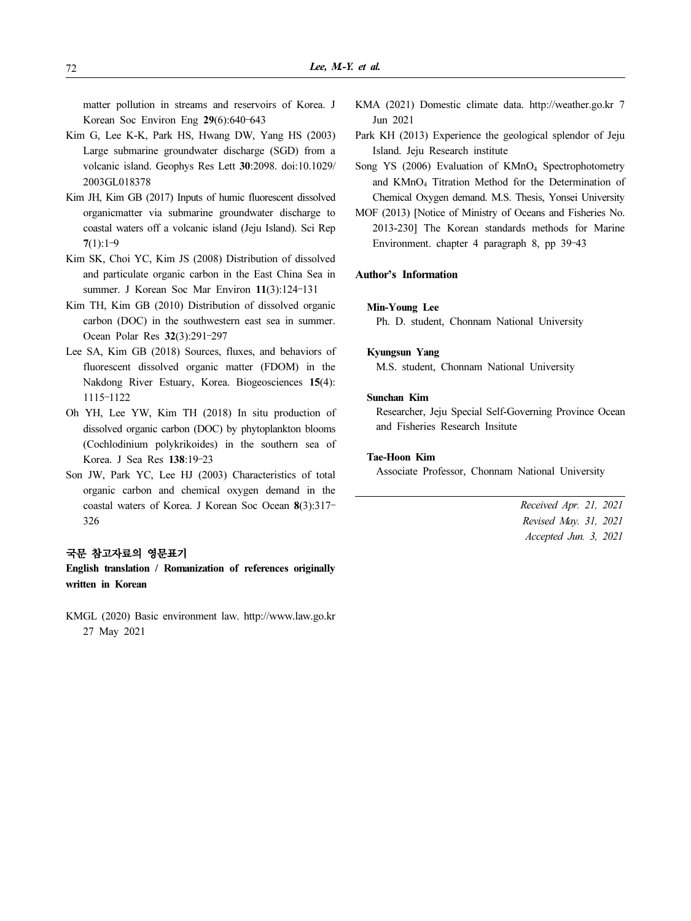matter pollution in streams and reservoirs of Korea. J Korean Soc Environ Eng **29**(6):640-643

Kim G, Lee K-K, Park HS, Hwang DW, Yang HS (2003) Large submarine groundwater discharge (SGD) from a volcanic island. Geophys Res Lett **30**:2098. doi:10.1029/2003GL018378

Kim JH, Kim GB (2017) Inputs of humic fluorescent dissolved organicmatter via submarine groundwater discharge to coastal waters off a volcanic island (Jeju Island). Sci Rep **7**(1):1-9

Kim SK, Choi YC, Kim JS (2008) Distribution of dissolved and particulate organic carbon in the East China Sea in summer. J Korean Soc Mar Environ **11**(3):124-131

Kim TH, Kim GB (2010) Distribution of dissolved organic carbon (DOC) in the southwestern east sea in summer. Ocean Polar Res **32**(3):291-297

Lee SA, Kim GB (2018) Sources, fluxes, and behaviors of fluorescent dissolved organic matter (FDOM) in the Nakdong River Estuary, Korea. Biogeosciences **15**(4): 1115-1122

Oh YH, Lee YW, Kim TH (2018) In situ production of dissolved organic carbon (DOC) by phytoplankton blooms (Cochlodinium polykrikoides) in the southern sea of Korea. J Sea Res **138**:19-23

Son JW, Park YC, Lee HJ (2003) Characteristics of total organic carbon and chemical oxygen demand in the coastal waters of Korea. J Korean Soc Ocean **8**(3):317-326

### 국문 참고자료의 영문표기

**English translation / Romanization of references originally written in Korean**

KMGL (2020) Basic environment law. http://www.law.go.kr 27 May 2021

KMA (2021) Domestic climate data. http://weather.go.kr 7 Jun 2021

Park KH (2013) Experience the geological splendor of Jeju Island. Jeju Research institute

Song YS (2006) Evaluation of $KMnO_4$ Spectrophotometry and $KMnO_4$ Titration Method for the Determination of Chemical Oxygen demand. M.S. Thesis, Yonsei University

MOF (2013) [Notice of Ministry of Oceans and Fisheries No. 2013-230] The Korean standards methods for Marine Environment. chapter 4 paragraph 8, pp 39-43

### Author's Information

**Min-Young Lee**
Ph. D. student, Chonnam National University

**Kyungsun Yang**
M.S. student, Chonnam National University

**Sunchan Kim**
Researcher, Jeju Special Self-Governing Province Ocean and Fisheries Research Insitute

**Tae-Hoon Kim**
Associate Professor, Chonnam National University

*Received Apr. 21, 2021*
*Revised May. 31, 2021*
*Accepted Jun. 3, 2021*